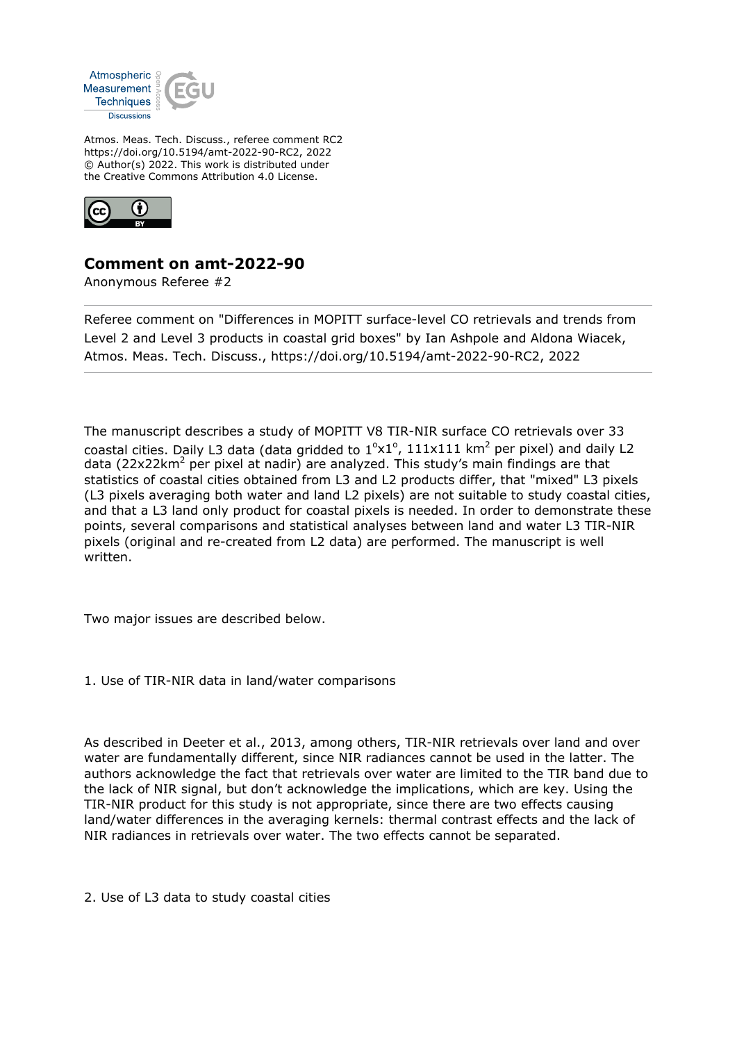Atmos. Meas. Tech. Discuss., referee comment RC2
https://doi.org/10.5194/amt-2022-90-RC2, 2022
© Author(s) 2022. This work is distributed under
the Creative Commons Attribution 4.0 License.

# Comment on amt-2022-90

Anonymous Referee #2

---

Referee comment on "Differences in MOPITT surface-level CO retrievals and trends from Level 2 and Level 3 products in coastal grid boxes" by Ian Ashpole and Aldona Wiacek, Atmos. Meas. Tech. Discuss., https://doi.org/10.5194/amt-2022-90-RC2, 2022

---

The manuscript describes a study of MOPITT V8 TIR-NIR surface CO retrievals over 33 coastal cities. Daily L3 data (data gridded to $1^{o}$x$1^{o}$, 111x111 km$^{2}$ per pixel) and daily L2 data (22x22km$^{2}$ per pixel at nadir) are analyzed. This study's main findings are that statistics of coastal cities obtained from L3 and L2 products differ, that "mixed" L3 pixels (L3 pixels averaging both water and land L2 pixels) are not suitable to study coastal cities, and that a L3 land only product for coastal pixels is needed. In order to demonstrate these points, several comparisons and statistical analyses between land and water L3 TIR-NIR pixels (original and re-created from L2 data) are performed. The manuscript is well written.

Two major issues are described below.

1. Use of TIR-NIR data in land/water comparisons

As described in Deeter et al., 2013, among others, TIR-NIR retrievals over land and over water are fundamentally different, since NIR radiances cannot be used in the latter. The authors acknowledge the fact that retrievals over water are limited to the TIR band due to the lack of NIR signal, but don't acknowledge the implications, which are key. Using the TIR-NIR product for this study is not appropriate, since there are two effects causing land/water differences in the averaging kernels: thermal contrast effects and the lack of NIR radiances in retrievals over water. The two effects cannot be separated.

2. Use of L3 data to study coastal cities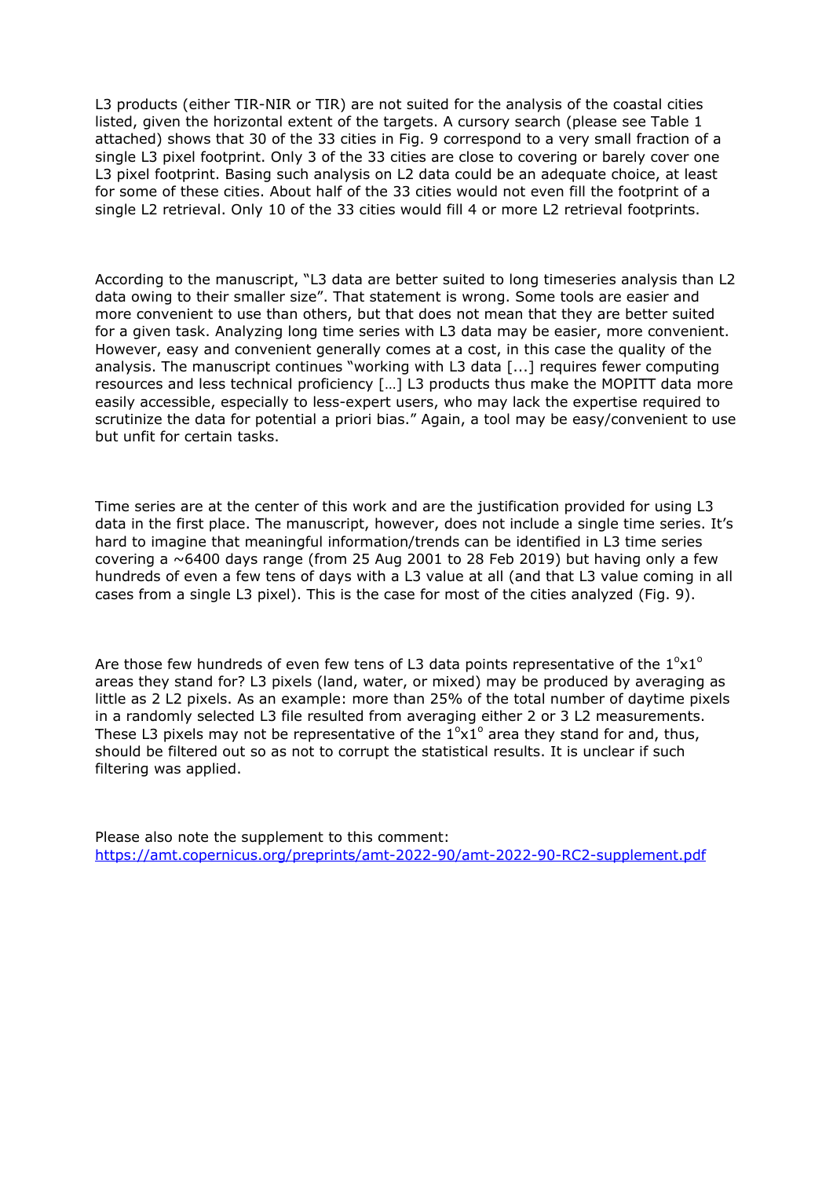L3 products (either TIR-NIR or TIR) are not suited for the analysis of the coastal cities listed, given the horizontal extent of the targets. A cursory search (please see Table 1 attached) shows that 30 of the 33 cities in Fig. 9 correspond to a very small fraction of a single L3 pixel footprint. Only 3 of the 33 cities are close to covering or barely cover one L3 pixel footprint. Basing such analysis on L2 data could be an adequate choice, at least for some of these cities. About half of the 33 cities would not even fill the footprint of a single L2 retrieval. Only 10 of the 33 cities would fill 4 or more L2 retrieval footprints.

According to the manuscript, "L3 data are better suited to long timeseries analysis than L2 data owing to their smaller size". That statement is wrong. Some tools are easier and more convenient to use than others, but that does not mean that they are better suited for a given task. Analyzing long time series with L3 data may be easier, more convenient. However, easy and convenient generally comes at a cost, in this case the quality of the analysis. The manuscript continues "working with L3 data [...] requires fewer computing resources and less technical proficiency […] L3 products thus make the MOPITT data more easily accessible, especially to less-expert users, who may lack the expertise required to scrutinize the data for potential a priori bias." Again, a tool may be easy/convenient to use but unfit for certain tasks.

Time series are at the center of this work and are the justification provided for using L3 data in the first place. The manuscript, however, does not include a single time series. It's hard to imagine that meaningful information/trends can be identified in L3 time series covering a ~6400 days range (from 25 Aug 2001 to 28 Feb 2019) but having only a few hundreds of even a few tens of days with a L3 value at all (and that L3 value coming in all cases from a single L3 pixel). This is the case for most of the cities analyzed (Fig. 9).

Are those few hundreds of even few tens of L3 data points representative of the $1^{\circ}x1^{\circ}$ areas they stand for? L3 pixels (land, water, or mixed) may be produced by averaging as little as 2 L2 pixels. As an example: more than 25% of the total number of daytime pixels in a randomly selected L3 file resulted from averaging either 2 or 3 L2 measurements. These L3 pixels may not be representative of the $1^{\circ}x1^{\circ}$ area they stand for and, thus, should be filtered out so as not to corrupt the statistical results. It is unclear if such filtering was applied.

Please also note the supplement to this comment:
https://amt.copernicus.org/preprints/amt-2022-90/amt-2022-90-RC2-supplement.pdf